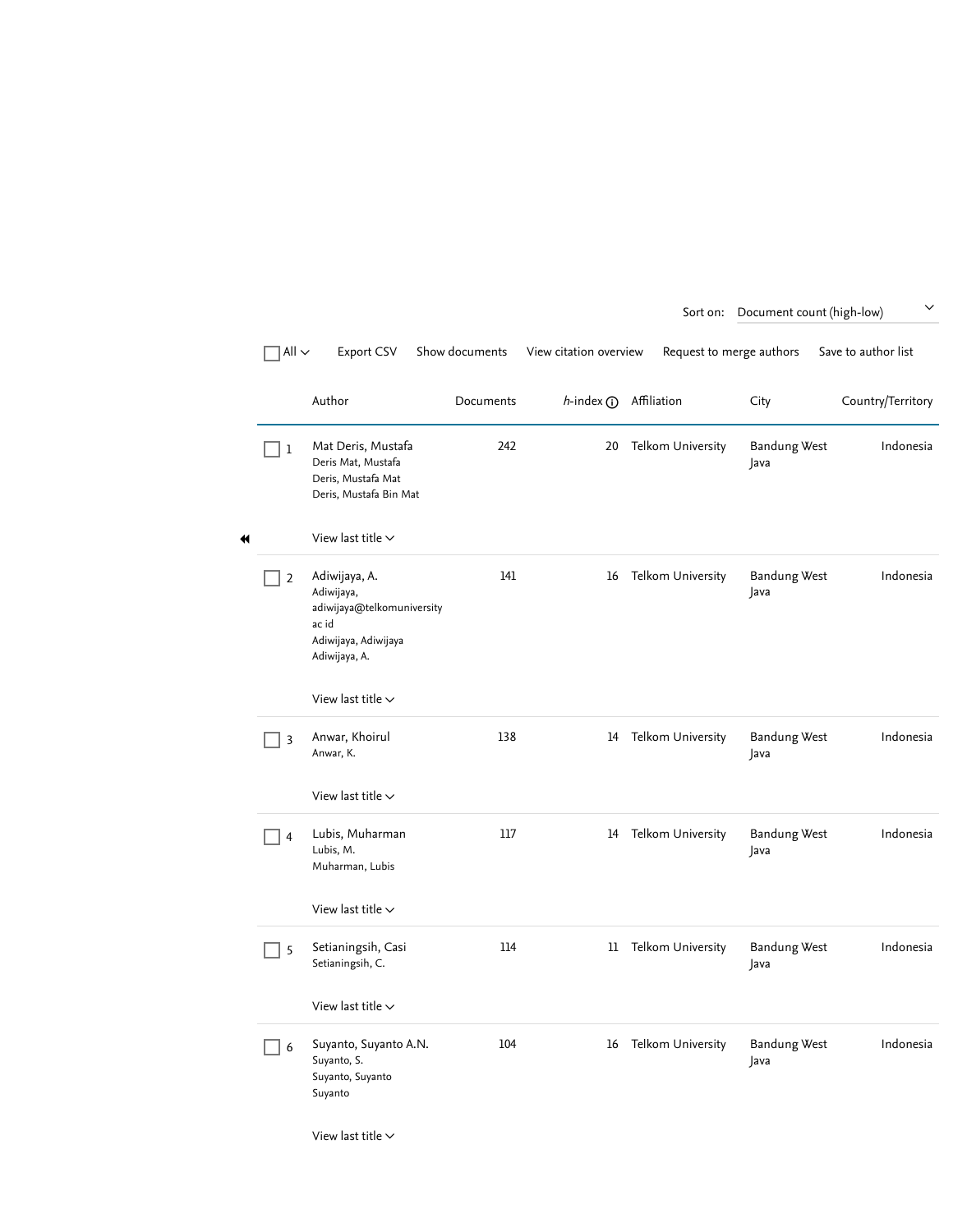Sort on: Document count (high-low)

All | Export CSV | Show documents | View citation overview | Request to merge authors | Save to author list

| | Author | Documents | h-index | Affiliation | City | Country/Territory |
|---|---|---|---|---|---|---|
| 1 | Mat Deris, Mustafa<br>Deris Mat, Mustafa<br>Deris, Mustafa Mat<br>Deris, Mustafa Bin Mat<br><br>View last title | 242 | 20 | Telkom University | Bandung West Java | Indonesia |
| 2 | Adiwijaya, A.<br>Adiwijaya,<br>adiwijaya@telkomuniversity ac id<br>Adiwijaya, Adiwijaya<br>Adiwijaya, A.<br><br>View last title | 141 | 16 | Telkom University | Bandung West Java | Indonesia |
| 3 | Anwar, Khoirul<br>Anwar, K.<br><br>View last title | 138 | 14 | Telkom University | Bandung West Java | Indonesia |
| 4 | Lubis, Muharman<br>Lubis, M.<br>Muharman, Lubis<br><br>View last title | 117 | 14 | Telkom University | Bandung West Java | Indonesia |
| 5 | Setianingsih, Casi<br>Setianingsih, C.<br><br>View last title | 114 | 11 | Telkom University | Bandung West Java | Indonesia |
| 6 | Suyanto, Suyanto A.N.<br>Suyanto, S.<br>Suyanto, Suyanto<br>Suyanto<br><br>View last title | 104 | 16 | Telkom University | Bandung West Java | Indonesia |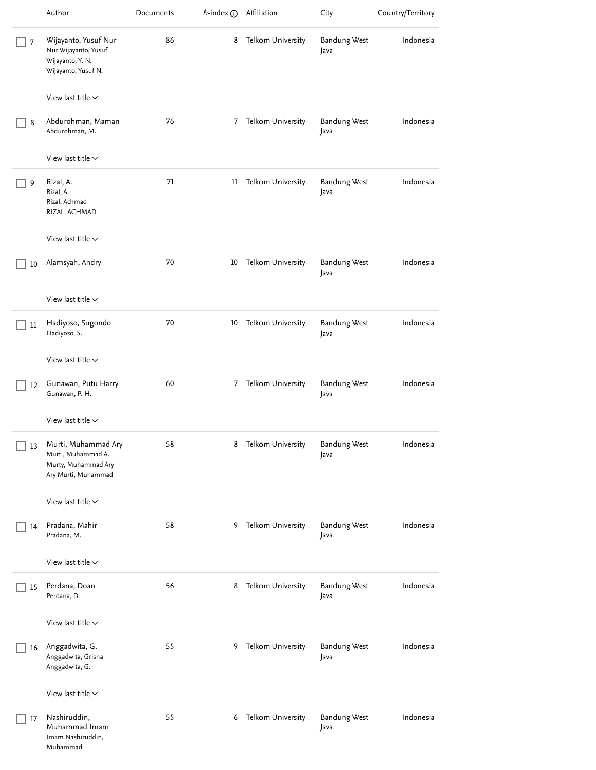| | Author | Documents | h-index | Affiliation | City | Country/Territory |
|---|---|---|---|---|---|---|
| 7 | Wijayanto, Yusuf Nur<br>Nur Wijayanto, Yusuf<br>Wijayanto, Y. N.<br>Wijayanto, Yusuf N.<br><br>View last title | 86 | 8 | Telkom University | Bandung West Java | Indonesia |
| 8 | Abdurohman, Maman<br>Abdurohman, M.<br><br>View last title | 76 | 7 | Telkom University | Bandung West Java | Indonesia |
| 9 | Rizal, A.<br>Rizal, A.<br>Rizal, Achmad<br>RIZAL, ACHMAD<br><br>View last title | 71 | 11 | Telkom University | Bandung West Java | Indonesia |
| 10 | Alamsyah, Andry<br><br>View last title | 70 | 10 | Telkom University | Bandung West Java | Indonesia |
| 11 | Hadiyoso, Sugondo<br>Hadiyoso, S.<br><br>View last title | 70 | 10 | Telkom University | Bandung West Java | Indonesia |
| 12 | Gunawan, Putu Harry<br>Gunawan, P. H.<br><br>View last title | 60 | 7 | Telkom University | Bandung West Java | Indonesia |
| 13 | Murti, Muhammad Ary<br>Murti, Muhammad A.<br>Murty, Muhammad Ary<br>Ary Murti, Muhammad<br><br>View last title | 58 | 8 | Telkom University | Bandung West Java | Indonesia |
| 14 | Pradana, Mahir<br>Pradana, M.<br><br>View last title | 58 | 9 | Telkom University | Bandung West Java | Indonesia |
| 15 | Perdana, Doan<br>Perdana, D.<br><br>View last title | 56 | 8 | Telkom University | Bandung West Java | Indonesia |
| 16 | Anggadwita, G.<br>Anggadwita, Grisna<br>Anggadwita, G.<br><br>View last title | 55 | 9 | Telkom University | Bandung West Java | Indonesia |
| 17 | Nashiruddin, Muhammad Imam<br>Imam Nashiruddin, Muhammad | 55 | 6 | Telkom University | Bandung West Java | Indonesia |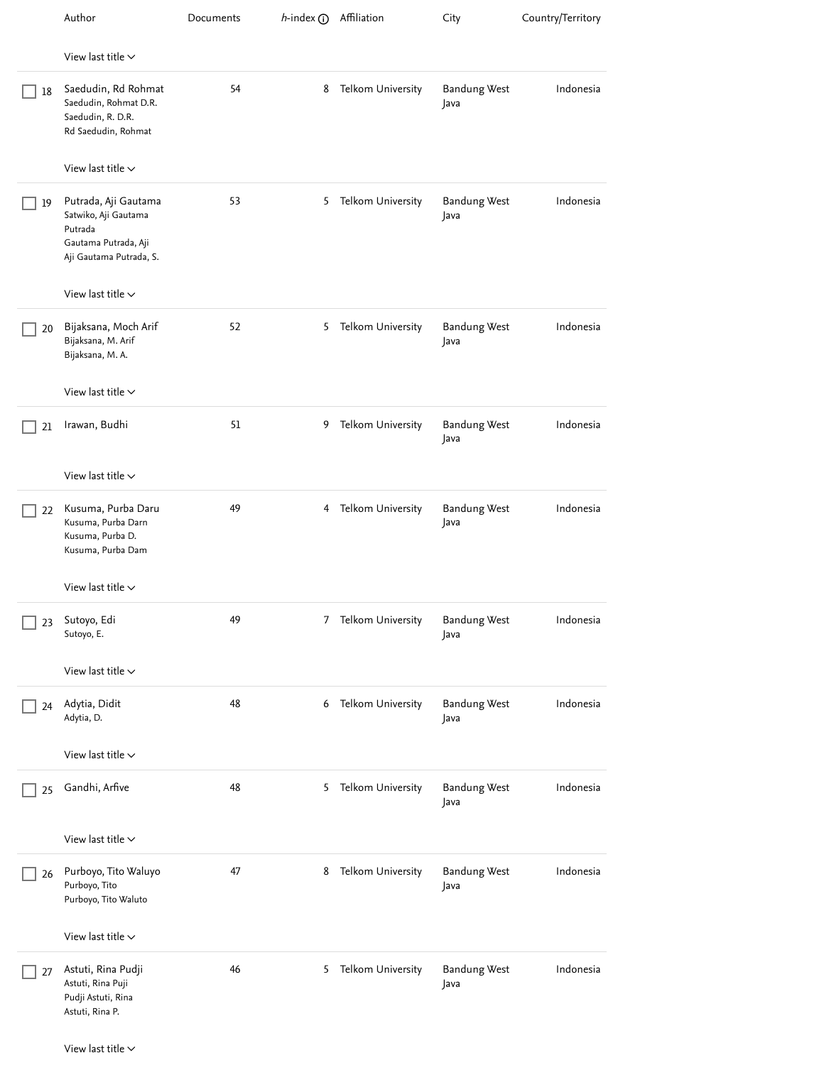| | Author | Documents | h-index | Affiliation | City | Country/Territory |
|---|---|---|---|---|---|---|
| | View last title | | | | | |
| 18 | Saedudin, Rd Rohmat<br>Saedudin, Rohmat D.R.<br>Saedudin, R. D.R.<br>Rd Saedudin, Rohmat<br>View last title | 54 | 8 | Telkom University | Bandung West Java | Indonesia |
| 19 | Putrada, Aji Gautama<br>Satwiko, Aji Gautama Putrada<br>Gautama Putrada, Aji<br>Aji Gautama Putrada, S.<br>View last title | 53 | 5 | Telkom University | Bandung West Java | Indonesia |
| 20 | Bijaksana, Moch Arif<br>Bijaksana, M. Arif<br>Bijaksana, M. A.<br>View last title | 52 | 5 | Telkom University | Bandung West Java | Indonesia |
| 21 | Irawan, Budhi<br>View last title | 51 | 9 | Telkom University | Bandung West Java | Indonesia |
| 22 | Kusuma, Purba Daru<br>Kusuma, Purba Darn<br>Kusuma, Purba D.<br>Kusuma, Purba Dam<br>View last title | 49 | 4 | Telkom University | Bandung West Java | Indonesia |
| 23 | Sutoyo, Edi<br>Sutoyo, E.<br>View last title | 49 | 7 | Telkom University | Bandung West Java | Indonesia |
| 24 | Adytia, Didit<br>Adytia, D.<br>View last title | 48 | 6 | Telkom University | Bandung West Java | Indonesia |
| 25 | Gandhi, Arfive<br>View last title | 48 | 5 | Telkom University | Bandung West Java | Indonesia |
| 26 | Purboyo, Tito Waluyo<br>Purboyo, Tito<br>Purboyo, Tito Waluto<br>View last title | 47 | 8 | Telkom University | Bandung West Java | Indonesia |
| 27 | Astuti, Rina Pudji<br>Astuti, Rina Puji<br>Pudji Astuti, Rina<br>Astuti, Rina P.<br>View last title | 46 | 5 | Telkom University | Bandung West Java | Indonesia |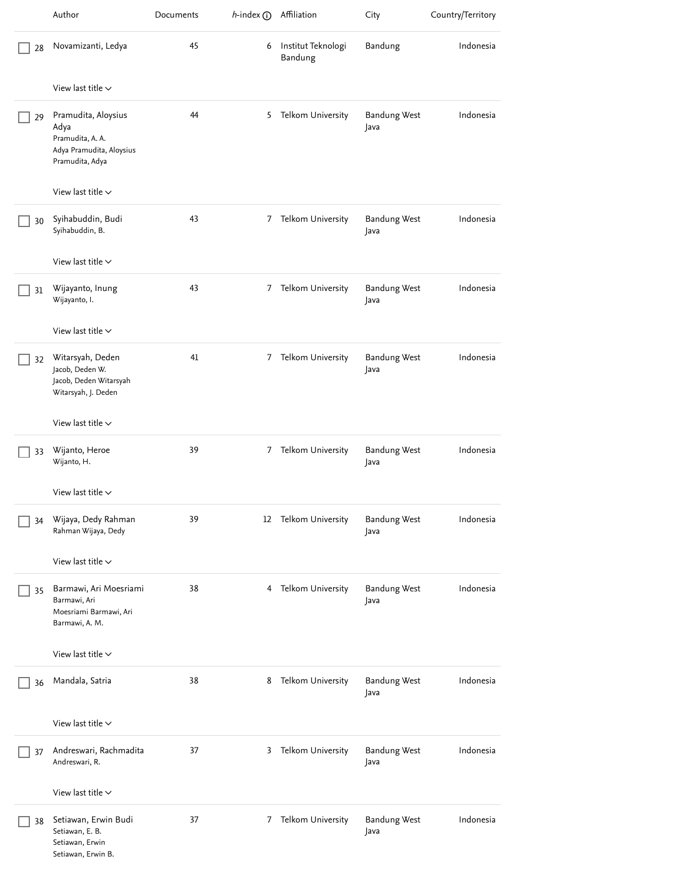| | Author | Documents | h-index | Affiliation | City | Country/Territory |
|---|---|---|---|---|---|---|
| 28 | Novamizanti, Ledya<br>View last title | 45 | 6 | Institut Teknologi Bandung | Bandung | Indonesia |
| 29 | Pramudita, Aloysius Adya<br>Pramudita, A. A.<br>Adya Pramudita, Aloysius<br>Pramudita, Adya<br>View last title | 44 | 5 | Telkom University | Bandung West Java | Indonesia |
| 30 | Syihabuddin, Budi<br>Syihabuddin, B.<br>View last title | 43 | 7 | Telkom University | Bandung West Java | Indonesia |
| 31 | Wijayanto, Inung<br>Wijayanto, I.<br>View last title | 43 | 7 | Telkom University | Bandung West Java | Indonesia |
| 32 | Witarsyah, Deden<br>Jacob, Deden W.<br>Jacob, Deden Witarsyah<br>Witarsyah, J. Deden<br>View last title | 41 | 7 | Telkom University | Bandung West Java | Indonesia |
| 33 | Wijanto, Heroe<br>Wijanto, H.<br>View last title | 39 | 7 | Telkom University | Bandung West Java | Indonesia |
| 34 | Wijaya, Dedy Rahman<br>Rahman Wijaya, Dedy<br>View last title | 39 | 12 | Telkom University | Bandung West Java | Indonesia |
| 35 | Barmawi, Ari Moesriami<br>Barmawi, Ari<br>Moesriami Barmawi, Ari<br>Barmawi, A. M.<br>View last title | 38 | 4 | Telkom University | Bandung West Java | Indonesia |
| 36 | Mandala, Satria<br>View last title | 38 | 8 | Telkom University | Bandung West Java | Indonesia |
| 37 | Andreswari, Rachmadita<br>Andreswari, R.<br>View last title | 37 | 3 | Telkom University | Bandung West Java | Indonesia |
| 38 | Setiawan, Erwin Budi<br>Setiawan, E. B.<br>Setiawan, Erwin<br>Setiawan, Erwin B. | 37 | 7 | Telkom University | Bandung West Java | Indonesia |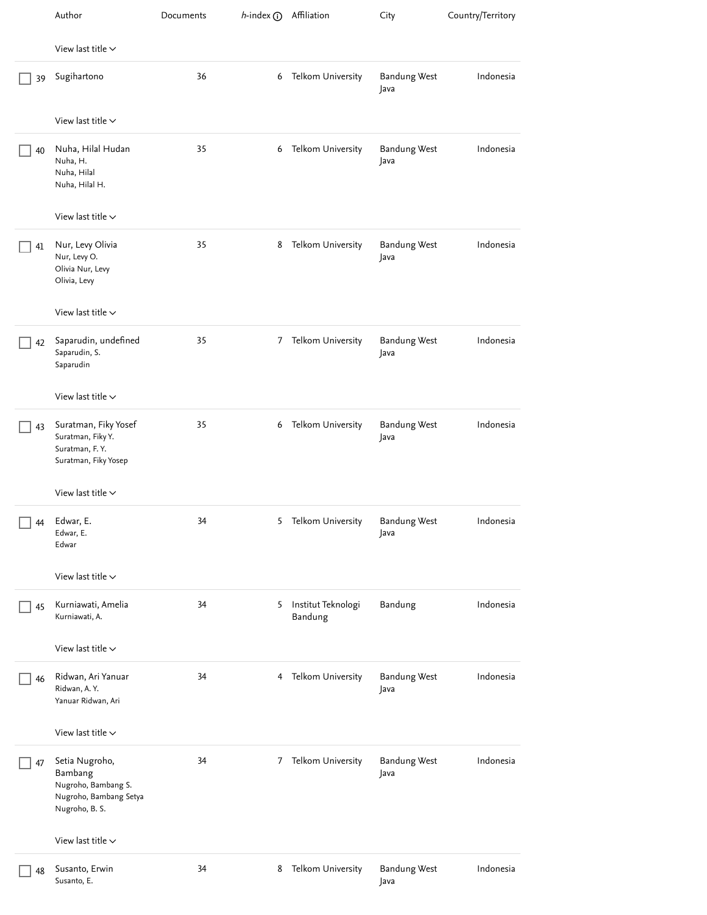| | Author | Documents | h-index | Affiliation | City | Country/Territory |
|---|---|---|---|---|---|---|
| | View last title | | | | | |
| 39 | Sugihartono<br>View last title | 36 | 6 | Telkom University | Bandung West Java | Indonesia |
| 40 | Nuha, Hilal Hudan<br>Nuha, H.<br>Nuha, Hilal<br>Nuha, Hilal H.<br>View last title | 35 | 6 | Telkom University | Bandung West Java | Indonesia |
| 41 | Nur, Levy Olivia<br>Nur, Levy O.<br>Olivia Nur, Levy<br>Olivia, Levy<br>View last title | 35 | 8 | Telkom University | Bandung West Java | Indonesia |
| 42 | Saparudin, undefined<br>Saparudin, S.<br>Saparudin<br>View last title | 35 | 7 | Telkom University | Bandung West Java | Indonesia |
| 43 | Suratman, Fiky Yosef<br>Suratman, Fiky Y.<br>Suratman, F. Y.<br>Suratman, Fiky Yosep<br>View last title | 35 | 6 | Telkom University | Bandung West Java | Indonesia |
| 44 | Edwar, E.<br>Edwar, E.<br>Edwar<br>View last title | 34 | 5 | Telkom University | Bandung West Java | Indonesia |
| 45 | Kurniawati, Amelia<br>Kurniawati, A.<br>View last title | 34 | 5 | Institut Teknologi Bandung | Bandung | Indonesia |
| 46 | Ridwan, Ari Yanuar<br>Ridwan, A. Y.<br>Yanuar Ridwan, Ari<br>View last title | 34 | 4 | Telkom University | Bandung West Java | Indonesia |
| 47 | Setia Nugroho, Bambang<br>Nugroho, Bambang S.<br>Nugroho, Bambang Setya<br>Nugroho, B. S.<br>View last title | 34 | 7 | Telkom University | Bandung West Java | Indonesia |
| 48 | Susanto, Erwin<br>Susanto, E. | 34 | 8 | Telkom University | Bandung West Java | Indonesia |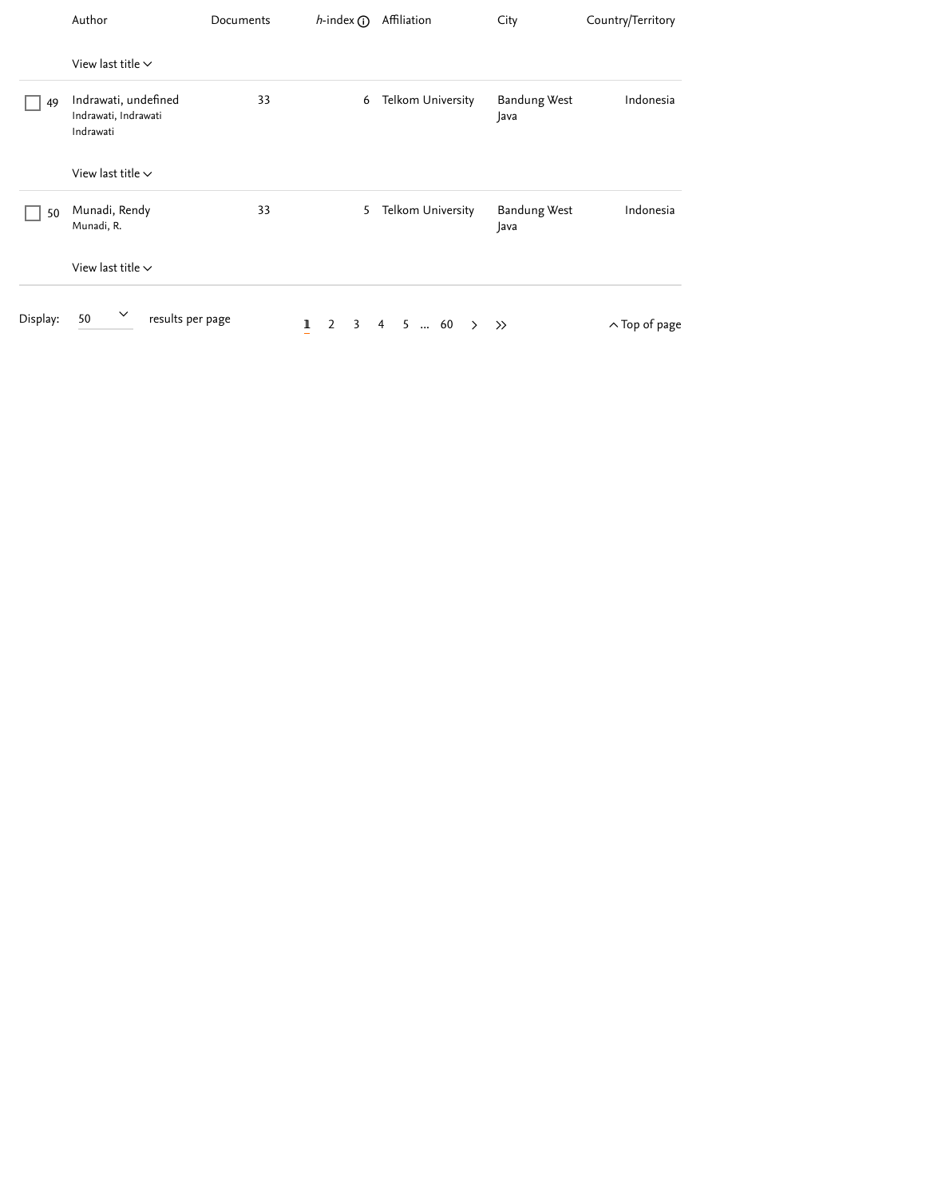| | Author | Documents | h-index | Affiliation | City | Country/Territory |
|---|---|---|---|---|---|---|
| | View last title | | | | | |
| 49 | Indrawati, undefined<br>Indrawati, Indrawati<br>Indrawati | 33 | 6 | Telkom University | Bandung West Java | Indonesia |
| | View last title | | | | | |
| 50 | Munadi, Rendy<br>Munadi, R. | 33 | 5 | Telkom University | Bandung West Java | Indonesia |
| | View last title | | | | | |

Display: 50 results per page

1 2 3 4 5 ... 60

Top of page